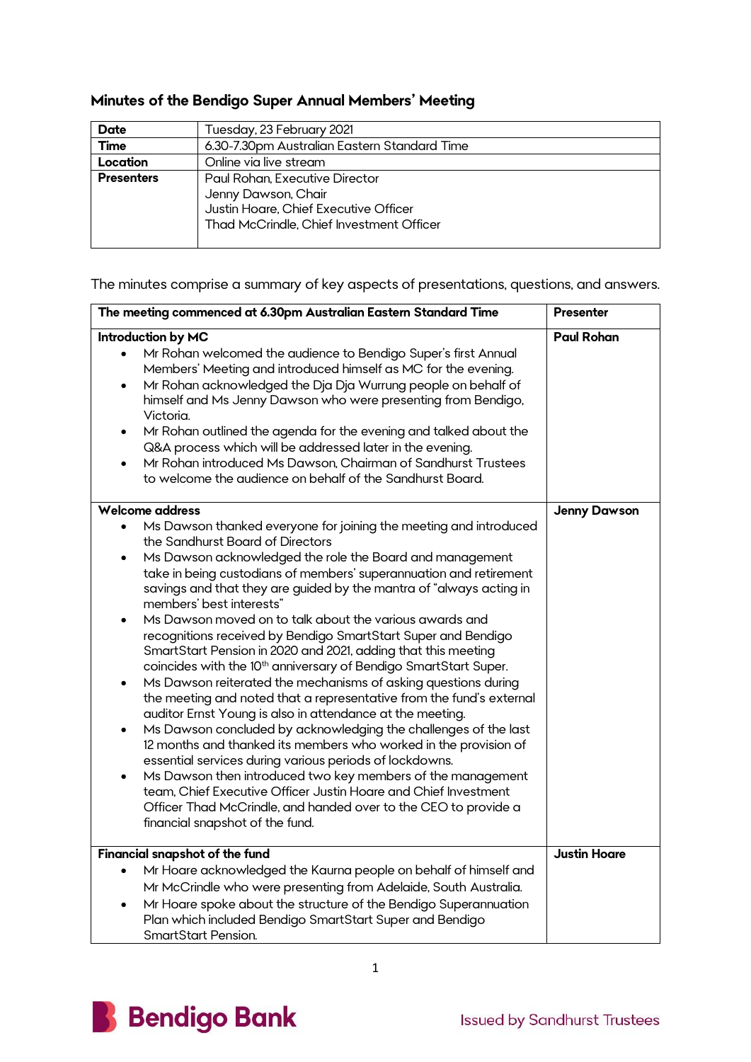## Minutes of the Bendigo Super Annual Members' Meeting

| **Date** | Tuesday, 23 February 2021 |
|---|---|
| **Time** | 6.30-7.30pm Australian Eastern Standard Time |
| **Location** | Online via live stream |
| **Presenters** | Paul Rohan, Executive Director<br>Jenny Dawson, Chair<br>Justin Hoare, Chief Executive Officer<br>Thad McCrindle, Chief Investment Officer |

The minutes comprise a summary of key aspects of presentations, questions, and answers.

| **The meeting commenced at 6.30pm Australian Eastern Standard Time** | **Presenter** |
|---|---|
| **Introduction by MC**<br>• Mr Rohan welcomed the audience to Bendigo Super's first Annual Members' Meeting and introduced himself as MC for the evening.<br>• Mr Rohan acknowledged the Dja Dja Wurrung people on behalf of himself and Ms Jenny Dawson who were presenting from Bendigo, Victoria.<br>• Mr Rohan outlined the agenda for the evening and talked about the Q&A process which will be addressed later in the evening.<br>• Mr Rohan introduced Ms Dawson, Chairman of Sandhurst Trustees to welcome the audience on behalf of the Sandhurst Board. | **Paul Rohan** |
| **Welcome address**<br>• Ms Dawson thanked everyone for joining the meeting and introduced the Sandhurst Board of Directors<br>• Ms Dawson acknowledged the role the Board and management take in being custodians of members' superannuation and retirement savings and that they are guided by the mantra of "always acting in members' best interests"<br>• Ms Dawson moved on to talk about the various awards and recognitions received by Bendigo SmartStart Super and Bendigo SmartStart Pension in 2020 and 2021, adding that this meeting coincides with the 10th anniversary of Bendigo SmartStart Super.<br>• Ms Dawson reiterated the mechanisms of asking questions during the meeting and noted that a representative from the fund's external auditor Ernst Young is also in attendance at the meeting.<br>• Ms Dawson concluded by acknowledging the challenges of the last 12 months and thanked its members who worked in the provision of essential services during various periods of lockdowns.<br>• Ms Dawson then introduced two key members of the management team, Chief Executive Officer Justin Hoare and Chief Investment Officer Thad McCrindle, and handed over to the CEO to provide a financial snapshot of the fund. | **Jenny Dawson** |
| **Financial snapshot of the fund**<br>• Mr Hoare acknowledged the Kaurna people on behalf of himself and Mr McCrindle who were presenting from Adelaide, South Australia.<br>• Mr Hoare spoke about the structure of the Bendigo Superannuation Plan which included Bendigo SmartStart Super and Bendigo SmartStart Pension. | **Justin Hoare** |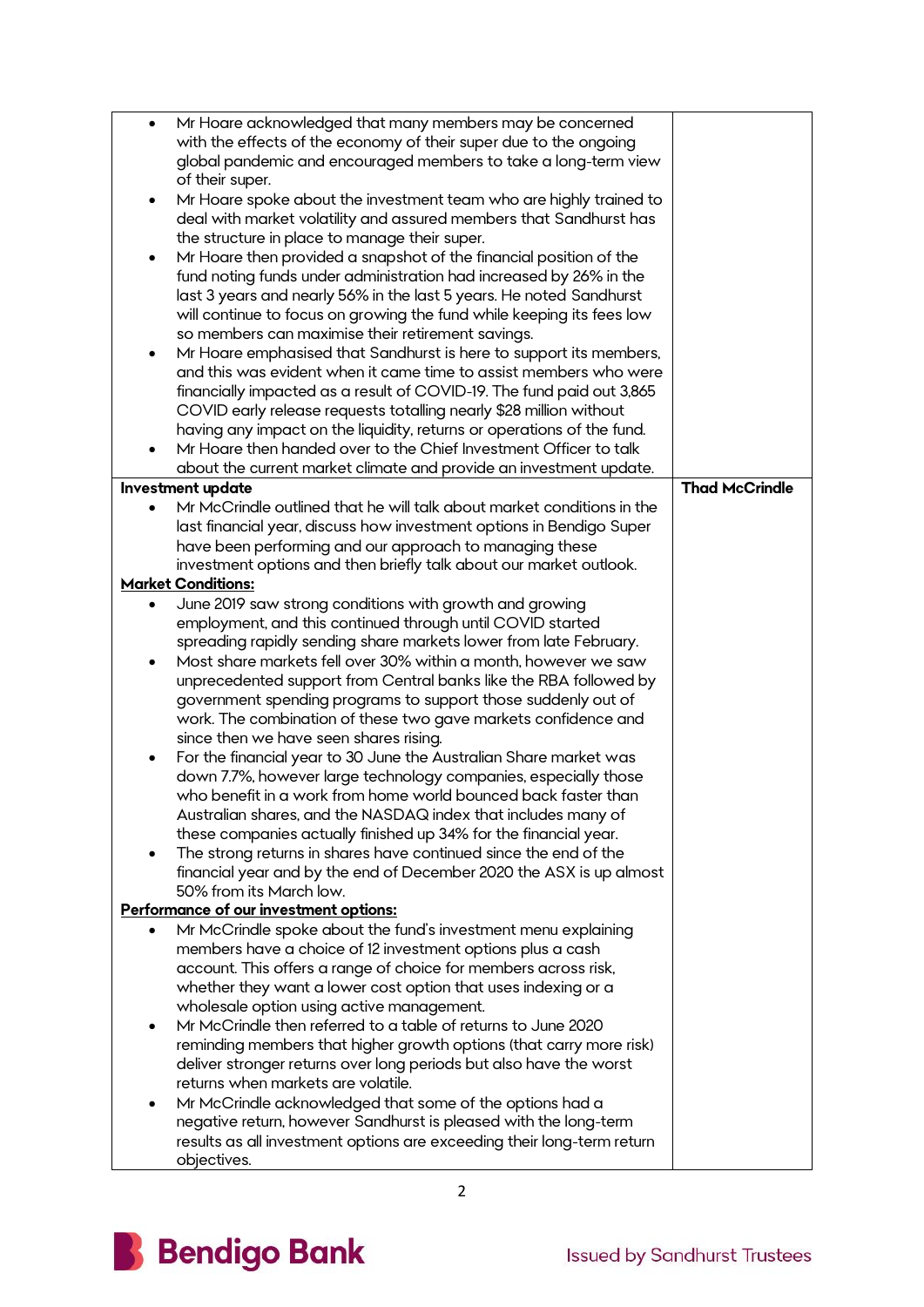| | |
|---|---|
| • Mr Hoare acknowledged that many members may be concerned with the effects of the economy of their super due to the ongoing global pandemic and encouraged members to take a long-term view of their super.<br>• Mr Hoare spoke about the investment team who are highly trained to deal with market volatility and assured members that Sandhurst has the structure in place to manage their super.<br>• Mr Hoare then provided a snapshot of the financial position of the fund noting funds under administration had increased by 26% in the last 3 years and nearly 56% in the last 5 years. He noted Sandhurst will continue to focus on growing the fund while keeping its fees low so members can maximise their retirement savings.<br>• Mr Hoare emphasised that Sandhurst is here to support its members, and this was evident when it came time to assist members who were financially impacted as a result of COVID-19. The fund paid out 3,865 COVID early release requests totalling nearly $28 million without having any impact on the liquidity, returns or operations of the fund.<br>• Mr Hoare then handed over to the Chief Investment Officer to talk about the current market climate and provide an investment update. | |
| **Investment update**<br>• Mr McCrindle outlined that he will talk about market conditions in the last financial year, discuss how investment options in Bendigo Super have been performing and our approach to managing these investment options and then briefly talk about our market outlook.<br>**<u>Market Conditions:</u>**<br>• June 2019 saw strong conditions with growth and growing employment, and this continued through until COVID started spreading rapidly sending share markets lower from late February.<br>• Most share markets fell over 30% within a month, however we saw unprecedented support from Central banks like the RBA followed by government spending programs to support those suddenly out of work. The combination of these two gave markets confidence and since then we have seen shares rising.<br>• For the financial year to 30 June the Australian Share market was down 7.7%, however large technology companies, especially those who benefit in a work from home world bounced back faster than Australian shares, and the NASDAQ index that includes many of these companies actually finished up 34% for the financial year.<br>• The strong returns in shares have continued since the end of the financial year and by the end of December 2020 the ASX is up almost 50% from its March low.<br>**<u>Performance of our investment options:</u>**<br>• Mr McCrindle spoke about the fund's investment menu explaining members have a choice of 12 investment options plus a cash account. This offers a range of choice for members across risk, whether they want a lower cost option that uses indexing or a wholesale option using active management.<br>• Mr McCrindle then referred to a table of returns to June 2020 reminding members that higher growth options (that carry more risk) deliver stronger returns over long periods but also have the worst returns when markets are volatile.<br>• Mr McCrindle acknowledged that some of the options had a negative return, however Sandhurst is pleased with the long-term results as all investment options are exceeding their long-term return objectives. | **Thad McCrindle** |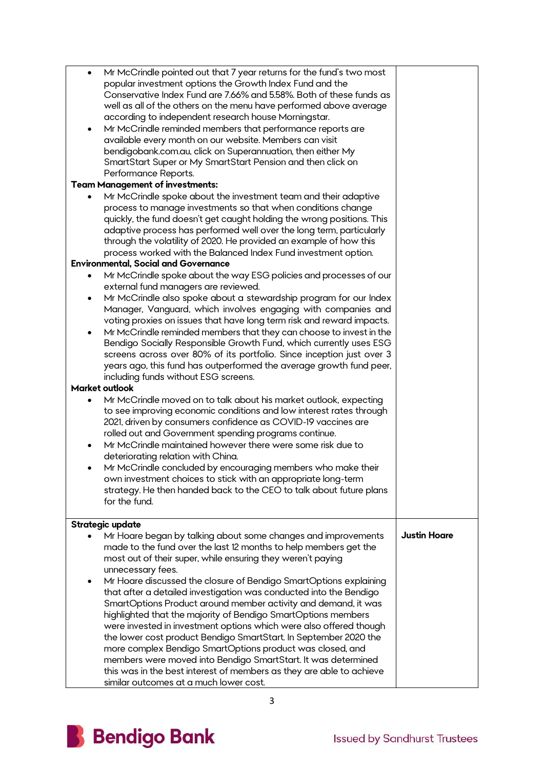| | |
|---|---|
| • Mr McCrindle pointed out that 7 year returns for the fund's two most popular investment options the Growth Index Fund and the Conservative Index Fund are 7.66% and 5.58%. Both of these funds as well as all of the others on the menu have performed above average according to independent research house Morningstar.<br>• Mr McCrindle reminded members that performance reports are available every month on our website. Members can visit bendigobank.com.au, click on Superannuation, then either My SmartStart Super or My SmartStart Pension and then click on Performance Reports.<br>**Team Management of investments:**<br>• Mr McCrindle spoke about the investment team and their adaptive process to manage investments so that when conditions change quickly, the fund doesn't get caught holding the wrong positions. This adaptive process has performed well over the long term, particularly through the volatility of 2020. He provided an example of how this process worked with the Balanced Index Fund investment option.<br>**Environmental, Social and Governance**<br>• Mr McCrindle spoke about the way ESG policies and processes of our external fund managers are reviewed.<br>• Mr McCrindle also spoke about a stewardship program for our Index Manager, Vanguard, which involves engaging with companies and voting proxies on issues that have long term risk and reward impacts.<br>• Mr McCrindle reminded members that they can choose to invest in the Bendigo Socially Responsible Growth Fund, which currently uses ESG screens across over 80% of its portfolio. Since inception just over 3 years ago, this fund has outperformed the average growth fund peer, including funds without ESG screens.<br>**Market outlook**<br>• Mr McCrindle moved on to talk about his market outlook, expecting to see improving economic conditions and low interest rates through 2021, driven by consumers confidence as COVID-19 vaccines are rolled out and Government spending programs continue.<br>• Mr McCrindle maintained however there were some risk due to deteriorating relation with China.<br>• Mr McCrindle concluded by encouraging members who make their own investment choices to stick with an appropriate long-term strategy. He then handed back to the CEO to talk about future plans for the fund. | |
| **Strategic update**<br>• Mr Hoare began by talking about some changes and improvements made to the fund over the last 12 months to help members get the most out of their super, while ensuring they weren't paying unnecessary fees.<br>• Mr Hoare discussed the closure of Bendigo SmartOptions explaining that after a detailed investigation was conducted into the Bendigo SmartOptions Product around member activity and demand, it was highlighted that the majority of Bendigo SmartOptions members were invested in investment options which were also offered though the lower cost product Bendigo SmartStart. In September 2020 the more complex Bendigo SmartOptions product was closed, and members were moved into Bendigo SmartStart. It was determined this was in the best interest of members as they are able to achieve similar outcomes at a much lower cost. | **Justin Hoare** |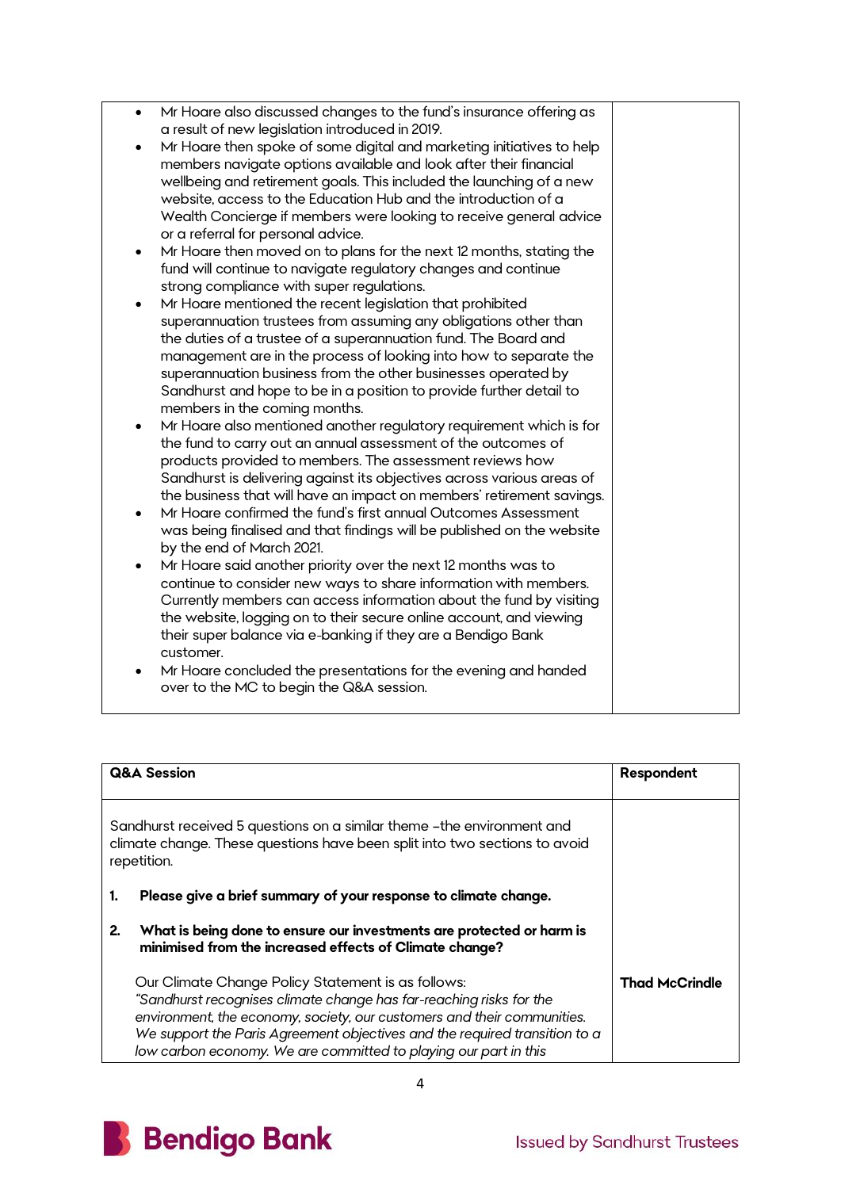| | |
|---|---|
| • Mr Hoare also discussed changes to the fund's insurance offering as a result of new legislation introduced in 2019.<br>• Mr Hoare then spoke of some digital and marketing initiatives to help members navigate options available and look after their financial wellbeing and retirement goals. This included the launching of a new website, access to the Education Hub and the introduction of a Wealth Concierge if members were looking to receive general advice or a referral for personal advice.<br>• Mr Hoare then moved on to plans for the next 12 months, stating the fund will continue to navigate regulatory changes and continue strong compliance with super regulations.<br>• Mr Hoare mentioned the recent legislation that prohibited superannuation trustees from assuming any obligations other than the duties of a trustee of a superannuation fund. The Board and management are in the process of looking into how to separate the superannuation business from the other businesses operated by Sandhurst and hope to be in a position to provide further detail to members in the coming months.<br>• Mr Hoare also mentioned another regulatory requirement which is for the fund to carry out an annual assessment of the outcomes of products provided to members. The assessment reviews how Sandhurst is delivering against its objectives across various areas of the business that will have an impact on members' retirement savings.<br>• Mr Hoare confirmed the fund's first annual Outcomes Assessment was being finalised and that findings will be published on the website by the end of March 2021.<br>• Mr Hoare said another priority over the next 12 months was to continue to consider new ways to share information with members. Currently members can access information about the fund by visiting the website, logging on to their secure online account, and viewing their super balance via e-banking if they are a Bendigo Bank customer.<br>• Mr Hoare concluded the presentations for the evening and handed over to the MC to begin the Q&A session. | |

| **Q&A Session** | **Respondent** |
|---|---|
| Sandhurst received 5 questions on a similar theme –the environment and climate change. These questions have been split into two sections to avoid repetition.<br><br>**1. Please give a brief summary of your response to climate change.**<br><br>**2. What is being done to ensure our investments are protected or harm is minimised from the increased effects of Climate change?** | |
| Our Climate Change Policy Statement is as follows:<br>*"Sandhurst recognises climate change has far-reaching risks for the environment, the economy, society, our customers and their communities. We support the Paris Agreement objectives and the required transition to a low carbon economy. We are committed to playing our part in this* | **Thad McCrindle** |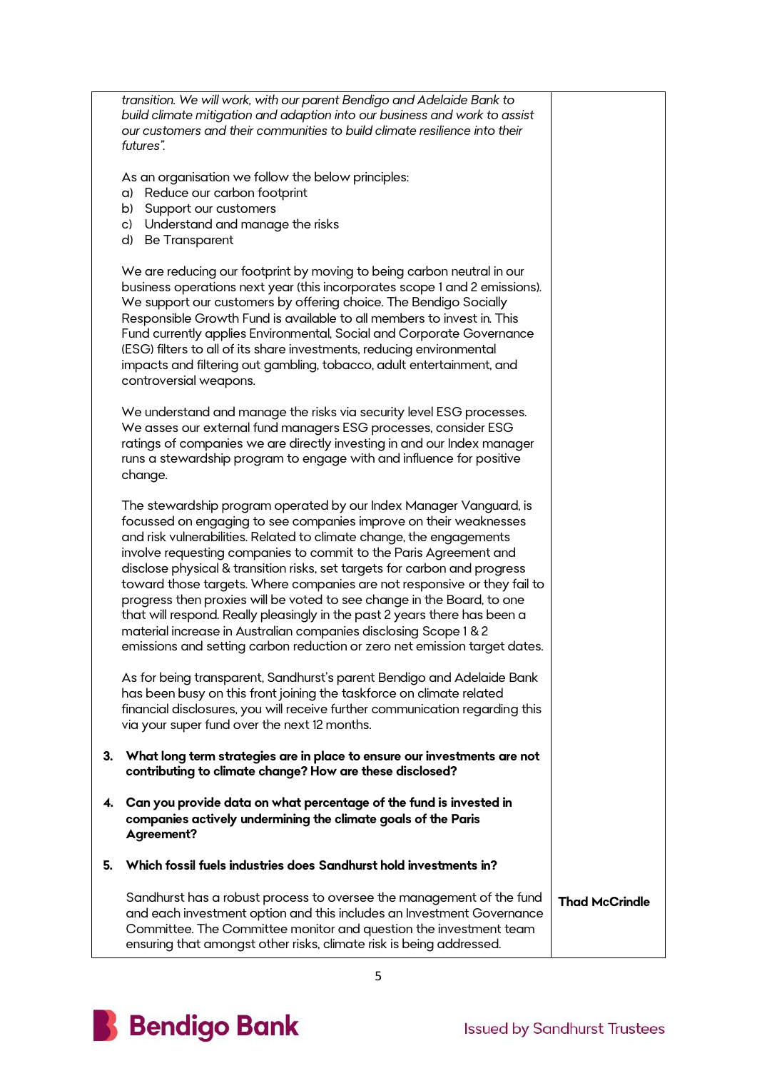| | |
|---|---|
| *transition. We will work, with our parent Bendigo and Adelaide Bank to build climate mitigation and adaption into our business and work to assist our customers and their communities to build climate resilience into their futures".*<br><br>As an organisation we follow the below principles:<br>a) Reduce our carbon footprint<br>b) Support our customers<br>c) Understand and manage the risks<br>d) Be Transparent<br><br>We are reducing our footprint by moving to being carbon neutral in our business operations next year (this incorporates scope 1 and 2 emissions). We support our customers by offering choice. The Bendigo Socially Responsible Growth Fund is available to all members to invest in. This Fund currently applies Environmental, Social and Corporate Governance (ESG) filters to all of its share investments, reducing environmental impacts and filtering out gambling, tobacco, adult entertainment, and controversial weapons.<br><br>We understand and manage the risks via security level ESG processes. We asses our external fund managers ESG processes, consider ESG ratings of companies we are directly investing in and our Index manager runs a stewardship program to engage with and influence for positive change.<br><br>The stewardship program operated by our Index Manager Vanguard, is focussed on engaging to see companies improve on their weaknesses and risk vulnerabilities. Related to climate change, the engagements involve requesting companies to commit to the Paris Agreement and disclose physical & transition risks, set targets for carbon and progress toward those targets. Where companies are not responsive or they fail to progress then proxies will be voted to see change in the Board, to one that will respond. Really pleasingly in the past 2 years there has been a material increase in Australian companies disclosing Scope 1 & 2 emissions and setting carbon reduction or zero net emission target dates.<br><br>As for being transparent, Sandhurst's parent Bendigo and Adelaide Bank has been busy on this front joining the taskforce on climate related financial disclosures, you will receive further communication regarding this via your super fund over the next 12 months.<br><br>**3. What long term strategies are in place to ensure our investments are not contributing to climate change? How are these disclosed?**<br><br>**4. Can you provide data on what percentage of the fund is invested in companies actively undermining the climate goals of the Paris Agreement?**<br><br>**5. Which fossil fuels industries does Sandhurst hold investments in?**<br><br>Sandhurst has a robust process to oversee the management of the fund and each investment option and this includes an Investment Governance Committee. The Committee monitor and question the investment team ensuring that amongst other risks, climate risk is being addressed. | **Thad McCrindle** |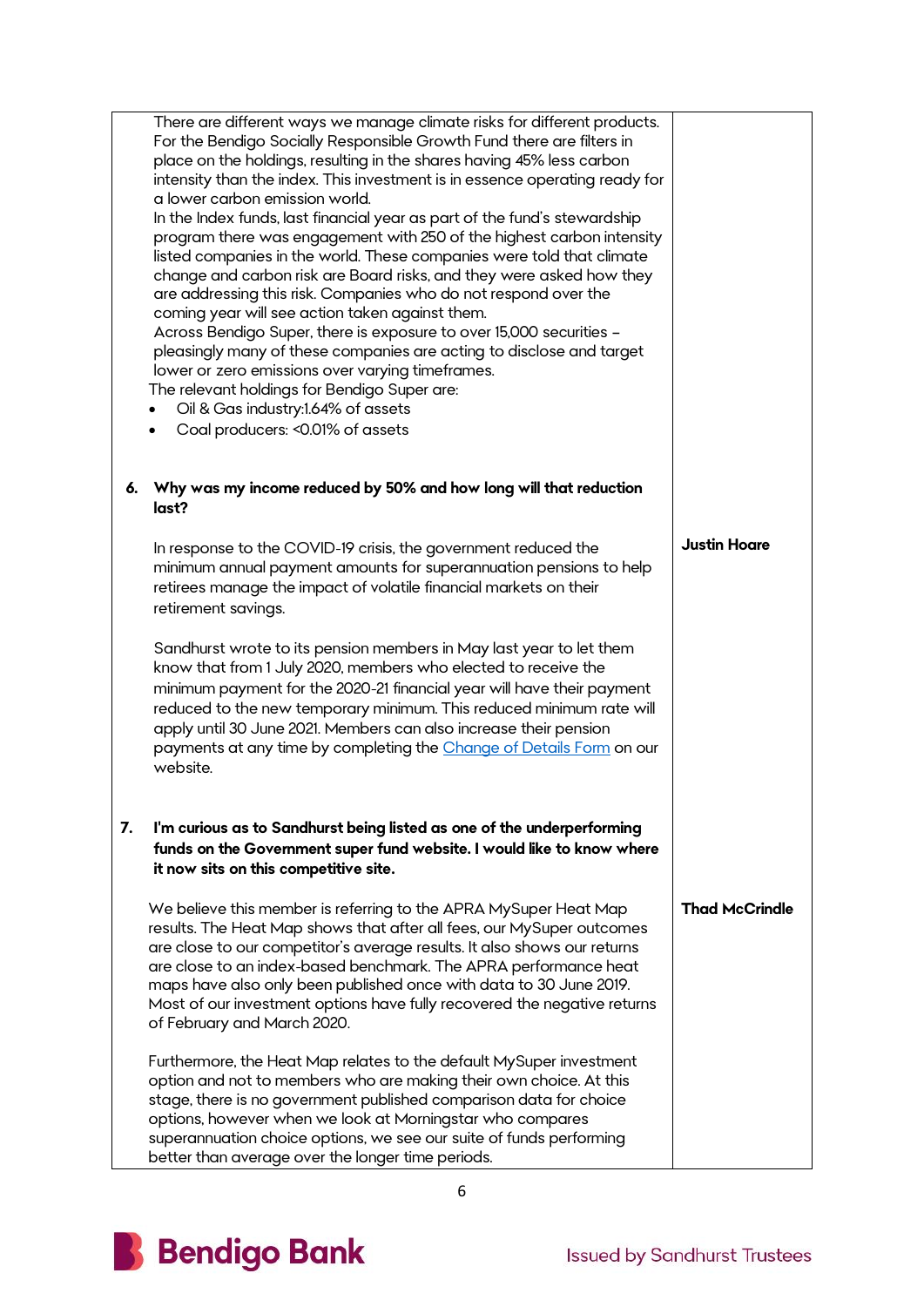| | |
|---|---|
| There are different ways we manage climate risks for different products. For the Bendigo Socially Responsible Growth Fund there are filters in place on the holdings, resulting in the shares having 45% less carbon intensity than the index. This investment is in essence operating ready for a lower carbon emission world.<br>In the Index funds, last financial year as part of the fund's stewardship program there was engagement with 250 of the highest carbon intensity listed companies in the world. These companies were told that climate change and carbon risk are Board risks, and they were asked how they are addressing this risk. Companies who do not respond over the coming year will see action taken against them.<br>Across Bendigo Super, there is exposure to over 15,000 securities – pleasingly many of these companies are acting to disclose and target lower or zero emissions over varying timeframes.<br>The relevant holdings for Bendigo Super are:<br>• Oil & Gas industry:1.64% of assets<br>• Coal producers: <0.01% of assets | |
| **6. Why was my income reduced by 50% and how long will that reduction last?** | |
| In response to the COVID-19 crisis, the government reduced the minimum annual payment amounts for superannuation pensions to help retirees manage the impact of volatile financial markets on their retirement savings.<br><br>Sandhurst wrote to its pension members in May last year to let them know that from 1 July 2020, members who elected to receive the minimum payment for the 2020-21 financial year will have their payment reduced to the new temporary minimum. This reduced minimum rate will apply until 30 June 2021. Members can also increase their pension payments at any time by completing the Change of Details Form on our website. | **Justin Hoare** |
| **7. I'm curious as to Sandhurst being listed as one of the underperforming funds on the Government super fund website. I would like to know where it now sits on this competitive site.** | |
| We believe this member is referring to the APRA MySuper Heat Map results. The Heat Map shows that after all fees, our MySuper outcomes are close to our competitor's average results. It also shows our returns are close to an index-based benchmark. The APRA performance heat maps have also only been published once with data to 30 June 2019. Most of our investment options have fully recovered the negative returns of February and March 2020.<br><br>Furthermore, the Heat Map relates to the default MySuper investment option and not to members who are making their own choice. At this stage, there is no government published comparison data for choice options, however when we look at Morningstar who compares superannuation choice options, we see our suite of funds performing better than average over the longer time periods. | **Thad McCrindle** |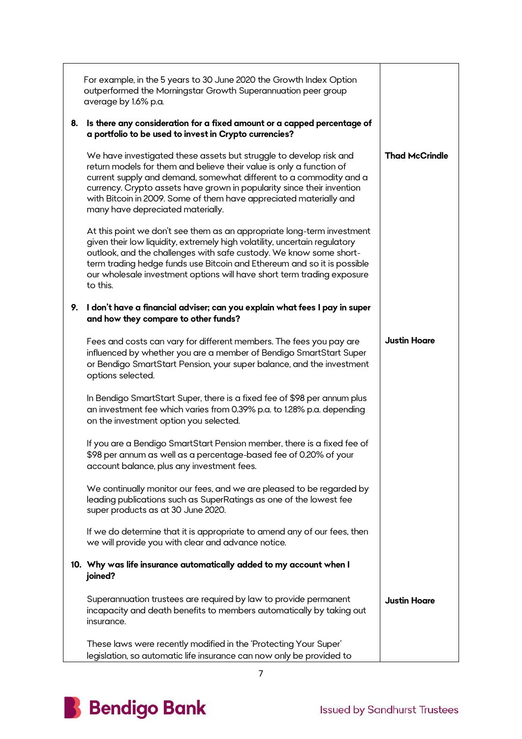| | |
|---|---|
| For example, in the 5 years to 30 June 2020 the Growth Index Option outperformed the Morningstar Growth Superannuation peer group average by 1.6% p.a. | |
| **8. Is there any consideration for a fixed amount or a capped percentage of a portfolio to be used to invest in Crypto currencies?** | |
| We have investigated these assets but struggle to develop risk and return models for them and believe their value is only a function of current supply and demand, somewhat different to a commodity and a currency. Crypto assets have grown in popularity since their invention with Bitcoin in 2009. Some of them have appreciated materially and many have depreciated materially.<br><br>At this point we don't see them as an appropriate long-term investment given their low liquidity, extremely high volatility, uncertain regulatory outlook, and the challenges with safe custody. We know some short-term trading hedge funds use Bitcoin and Ethereum and so it is possible our wholesale investment options will have short term trading exposure to this. | **Thad McCrindle** |
| **9. I don't have a financial adviser; can you explain what fees I pay in super and how they compare to other funds?** | |
| Fees and costs can vary for different members. The fees you pay are influenced by whether you are a member of Bendigo SmartStart Super or Bendigo SmartStart Pension, your super balance, and the investment options selected.<br><br>In Bendigo SmartStart Super, there is a fixed fee of $98 per annum plus an investment fee which varies from 0.39% p.a. to 1.28% p.a. depending on the investment option you selected.<br><br>If you are a Bendigo SmartStart Pension member, there is a fixed fee of $98 per annum as well as a percentage-based fee of 0.20% of your account balance, plus any investment fees.<br><br>We continually monitor our fees, and we are pleased to be regarded by leading publications such as SuperRatings as one of the lowest fee super products as at 30 June 2020.<br><br>If we do determine that it is appropriate to amend any of our fees, then we will provide you with clear and advance notice. | **Justin Hoare** |
| **10. Why was life insurance automatically added to my account when I joined?** | |
| Superannuation trustees are required by law to provide permanent incapacity and death benefits to members automatically by taking out insurance.<br><br>These laws were recently modified in the 'Protecting Your Super' legislation, so automatic life insurance can now only be provided to | **Justin Hoare** |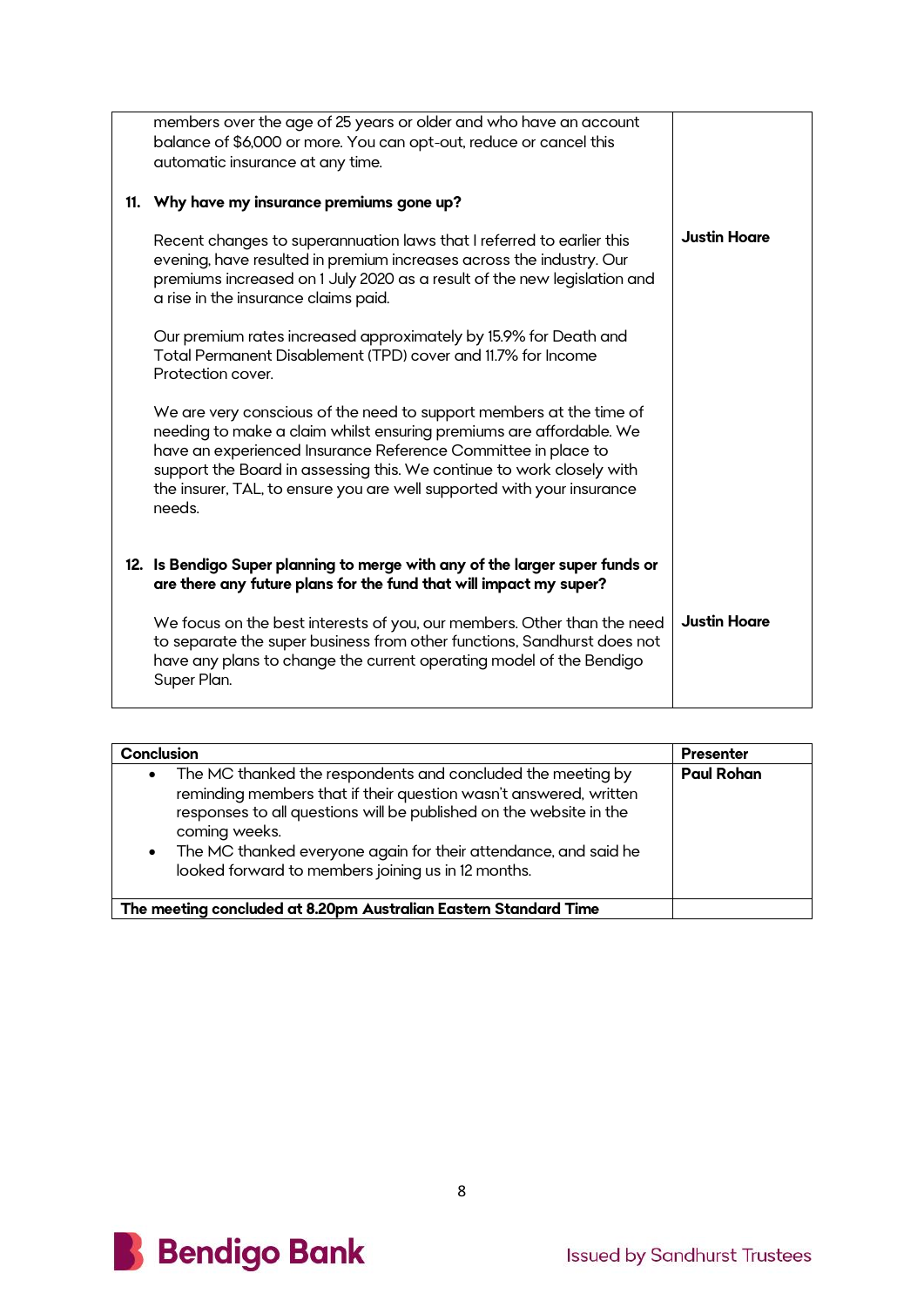| | |
|---|---|
| members over the age of 25 years or older and who have an account balance of $6,000 or more. You can opt-out, reduce or cancel this automatic insurance at any time. | |
| **11. Why have my insurance premiums gone up?** | |
| Recent changes to superannuation laws that I referred to earlier this evening, have resulted in premium increases across the industry. Our premiums increased on 1 July 2020 as a result of the new legislation and a rise in the insurance claims paid.<br><br>Our premium rates increased approximately by 15.9% for Death and Total Permanent Disablement (TPD) cover and 11.7% for Income Protection cover.<br><br>We are very conscious of the need to support members at the time of needing to make a claim whilst ensuring premiums are affordable. We have an experienced Insurance Reference Committee in place to support the Board in assessing this. We continue to work closely with the insurer, TAL, to ensure you are well supported with your insurance needs. | **Justin Hoare** |
| **12. Is Bendigo Super planning to merge with any of the larger super funds or are there any future plans for the fund that will impact my super?** | |
| We focus on the best interests of you, our members. Other than the need to separate the super business from other functions, Sandhurst does not have any plans to change the current operating model of the Bendigo Super Plan. | **Justin Hoare** |

| **Conclusion** | **Presenter** |
|---|---|
| • The MC thanked the respondents and concluded the meeting by reminding members that if their question wasn't answered, written responses to all questions will be published on the website in the coming weeks.<br>• The MC thanked everyone again for their attendance, and said he looked forward to members joining us in 12 months. | **Paul Rohan** |
| **The meeting concluded at 8.20pm Australian Eastern Standard Time** | |